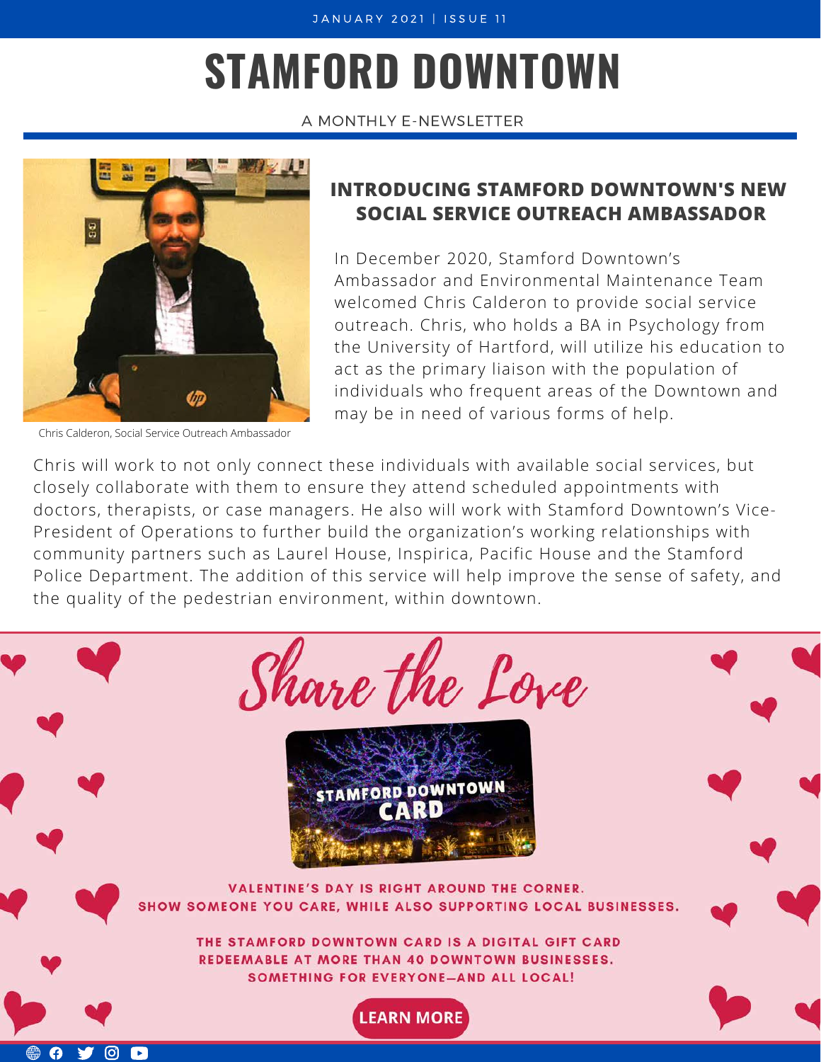JANUARY 2021 | ISSUE 11

# STAMFORD DOWNTOWN

A MONTHLY E-NEWSLETTER

Chris Calderon, Social Service Outreach Ambassador

## INTRODUCING STAMFORD DOWNTOWN'S NEW SOCIAL SERVICE OUTREACH AMBASSADOR

In December 2020, Stamford Downtown's Ambassador and Environmental Maintenance Team welcomed Chris Calderon to provide social service outreach. Chris, who holds a BA in Psychology from the University of Hartford, will utilize his education to act as the primary liaison with the population of individuals who frequent areas of the Downtown and may be in need of various forms of help.

Chris will work to not only connect these individuals with available social services, but closely collaborate with them to ensure they attend scheduled appointments with doctors, therapists, or case managers. He also will work with Stamford Downtown's Vice-President of Operations to further build the organization's working relationships with community partners such as Laurel House, Inspirica, Pacific House and the Stamford Police Department. The addition of this service will help improve the sense of safety, and the quality of the pedestrian environment, within downtown.

## Share the Love

STAMFORD DOWNTOWN CARD

**VALENTINE'S DAY IS RIGHT AROUND THE CORNER. SHOW SOMEONE YOU CARE, WHILE ALSO SUPPORTING LOCAL BUSINESSES.**

**THE STAMFORD DOWNTOWN CARD IS A DIGITAL GIFT CARD REDEEMABLE AT MORE THAN 40 DOWNTOWN BUSINESSES. SOMETHING FOR EVERYONE—AND ALL LOCAL!**

**LEARN MORE**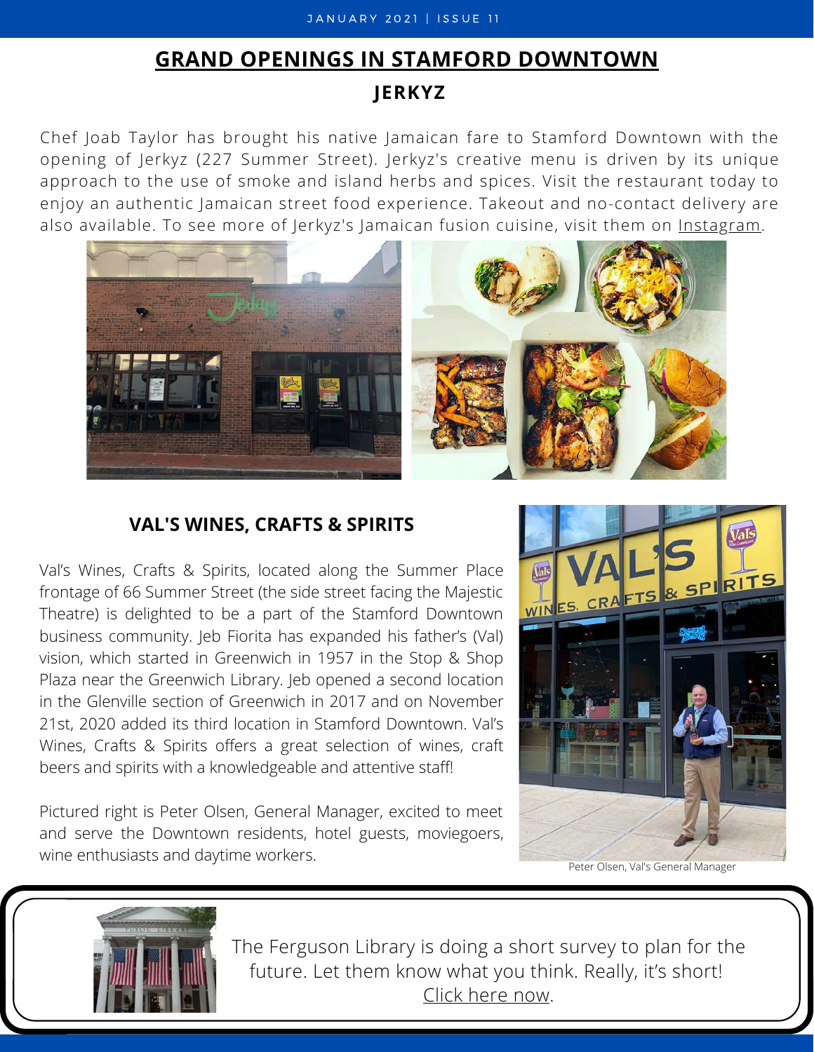# GRAND OPENINGS IN STAMFORD DOWNTOWN

## JERKYZ

Chef Joab Taylor has brought his native Jamaican fare to Stamford Downtown with the opening of Jerkyz (227 Summer Street). Jerkyz's creative menu is driven by its unique approach to the use of smoke and island herbs and spices. Visit the restaurant today to enjoy an authentic Jamaican street food experience. Takeout and no-contact delivery are also available. To see more of Jerkyz's Jamaican fusion cuisine, visit them on Instagram.

## VAL'S WINES, CRAFTS & SPIRITS

Val's Wines, Crafts & Spirits, located along the Summer Place frontage of 66 Summer Street (the side street facing the Majestic Theatre) is delighted to be a part of the Stamford Downtown business community. Jeb Fiorita has expanded his father's (Val) vision, which started in Greenwich in 1957 in the Stop & Shop Plaza near the Greenwich Library. Jeb opened a second location in the Glenville section of Greenwich in 2017 and on November 21st, 2020 added its third location in Stamford Downtown. Val's Wines, Crafts & Spirits offers a great selection of wines, craft beers and spirits with a knowledgeable and attentive staff!

Pictured right is Peter Olsen, General Manager, excited to meet and serve the Downtown residents, hotel guests, moviegoers, wine enthusiasts and daytime workers.

Peter Olsen, Val's General Manager

The Ferguson Library is doing a short survey to plan for the future. Let them know what you think. Really, it's short! Click here now.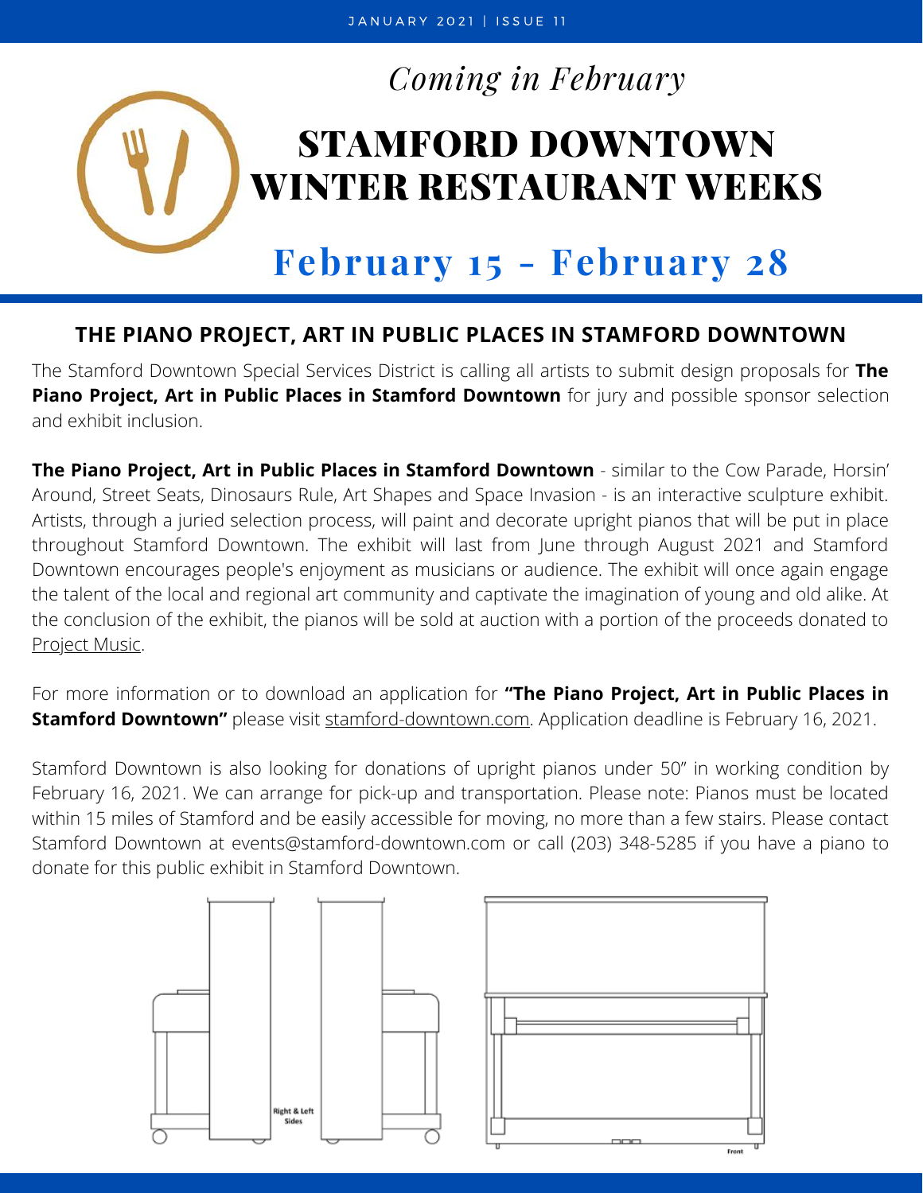*Coming in February*

# STAMFORD DOWNTOWN WINTER RESTAURANT WEEKS

## February 15 - February 28

## THE PIANO PROJECT, ART IN PUBLIC PLACES IN STAMFORD DOWNTOWN

The Stamford Downtown Special Services District is calling all artists to submit design proposals for **The Piano Project, Art in Public Places in Stamford Downtown** for jury and possible sponsor selection and exhibit inclusion.

**The Piano Project, Art in Public Places in Stamford Downtown** - similar to the Cow Parade, Horsin' Around, Street Seats, Dinosaurs Rule, Art Shapes and Space Invasion - is an interactive sculpture exhibit. Artists, through a juried selection process, will paint and decorate upright pianos that will be put in place throughout Stamford Downtown. The exhibit will last from June through August 2021 and Stamford Downtown encourages people's enjoyment as musicians or audience. The exhibit will once again engage the talent of the local and regional art community and captivate the imagination of young and old alike. At the conclusion of the exhibit, the pianos will be sold at auction with a portion of the proceeds donated to Project Music.

For more information or to download an application for **"The Piano Project, Art in Public Places in Stamford Downtown"** please visit stamford-downtown.com. Application deadline is February 16, 2021.

Stamford Downtown is also looking for donations of upright pianos under 50" in working condition by February 16, 2021. We can arrange for pick-up and transportation. Please note: Pianos must be located within 15 miles of Stamford and be easily accessible for moving, no more than a few stairs. Please contact Stamford Downtown at events@stamford-downtown.com or call (203) 348-5285 if you have a piano to donate for this public exhibit in Stamford Downtown.

Right & Left Sides

Front